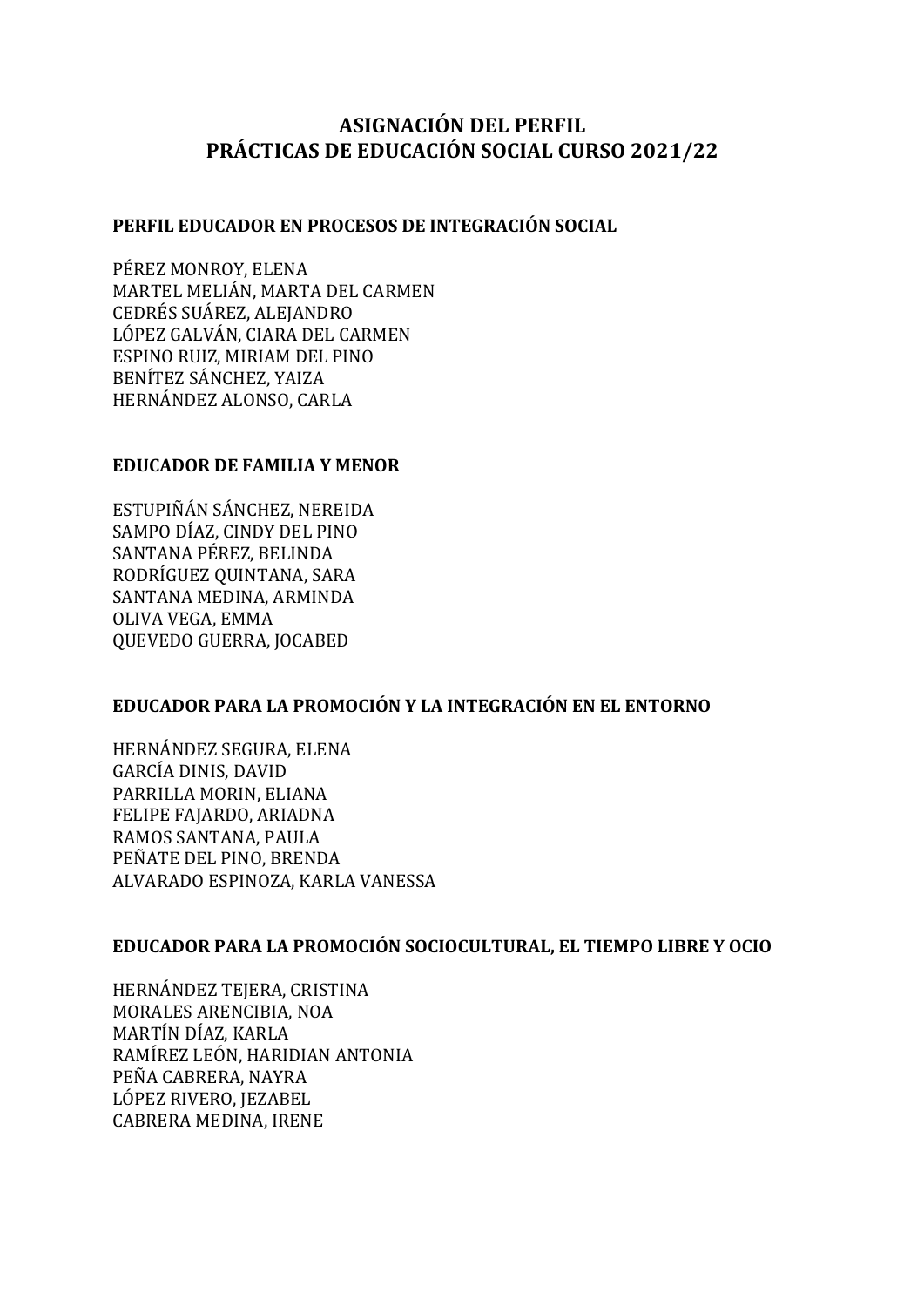# ASIGNACIÓN DEL PERFIL
# PRÁCTICAS DE EDUCACIÓN SOCIAL CURSO 2021/22

## PERFIL EDUCADOR EN PROCESOS DE INTEGRACIÓN SOCIAL

PÉREZ MONROY, ELENA
MARTEL MELIÁN, MARTA DEL CARMEN
CEDRÉS SUÁREZ, ALEJANDRO
LÓPEZ GALVÁN, CIARA DEL CARMEN
ESPINO RUIZ, MIRIAM DEL PINO
BENÍTEZ SÁNCHEZ, YAIZA
HERNÁNDEZ ALONSO, CARLA

## EDUCADOR DE FAMILIA Y MENOR

ESTUPIÑÁN SÁNCHEZ, NEREIDA
SAMPO DÍAZ, CINDY DEL PINO
SANTANA PÉREZ, BELINDA
RODRÍGUEZ QUINTANA, SARA
SANTANA MEDINA, ARMINDA
OLIVA VEGA, EMMA
QUEVEDO GUERRA, JOCABED

## EDUCADOR PARA LA PROMOCIÓN Y LA INTEGRACIÓN EN EL ENTORNO

HERNÁNDEZ SEGURA, ELENA
GARCÍA DINIS, DAVID
PARRILLA MORIN, ELIANA
FELIPE FAJARDO, ARIADNA
RAMOS SANTANA, PAULA
PEÑATE DEL PINO, BRENDA
ALVARADO ESPINOZA, KARLA VANESSA

## EDUCADOR PARA LA PROMOCIÓN SOCIOCULTURAL, EL TIEMPO LIBRE Y OCIO

HERNÁNDEZ TEJERA, CRISTINA
MORALES ARENCIBIA, NOA
MARTÍN DÍAZ, KARLA
RAMÍREZ LEÓN, HARIDIAN ANTONIA
PEÑA CABRERA, NAYRA
LÓPEZ RIVERO, JEZABEL
CABRERA MEDINA, IRENE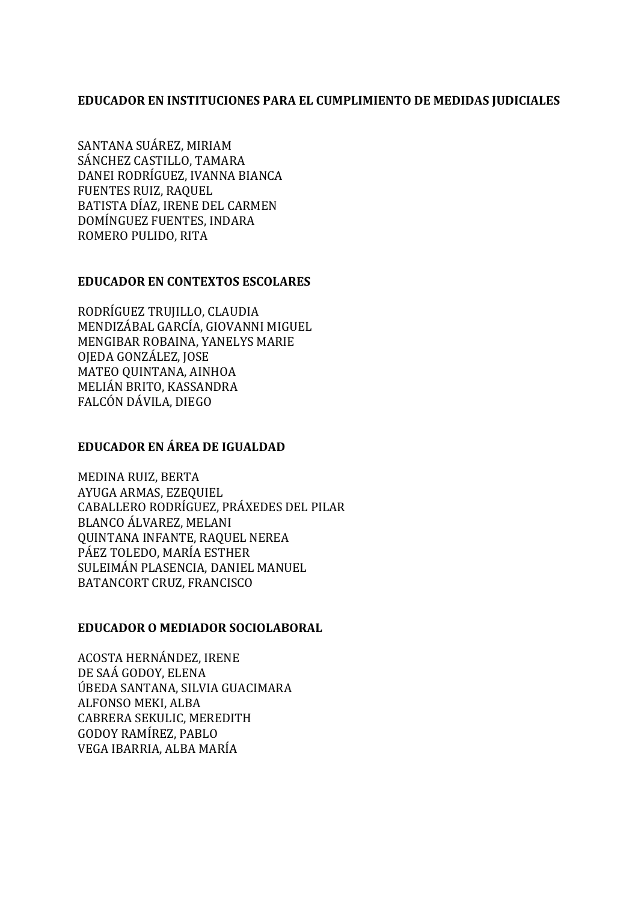**EDUCADOR EN INSTITUCIONES PARA EL CUMPLIMIENTO DE MEDIDAS JUDICIALES**

SANTANA SUÁREZ, MIRIAM
SÁNCHEZ CASTILLO, TAMARA
DANEI RODRÍGUEZ, IVANNA BIANCA
FUENTES RUIZ, RAQUEL
BATISTA DÍAZ, IRENE DEL CARMEN
DOMÍNGUEZ FUENTES, INDARA
ROMERO PULIDO, RITA

**EDUCADOR EN CONTEXTOS ESCOLARES**

RODRÍGUEZ TRUJILLO, CLAUDIA
MENDIZÁBAL GARCÍA, GIOVANNI MIGUEL
MENGIBAR ROBAINA, YANELYS MARIE
OJEDA GONZÁLEZ, JOSE
MATEO QUINTANA, AINHOA
MELIÁN BRITO, KASSANDRA
FALCÓN DÁVILA, DIEGO

**EDUCADOR EN ÁREA DE IGUALDAD**

MEDINA RUIZ, BERTA
AYUGA ARMAS, EZEQUIEL
CABALLERO RODRÍGUEZ, PRÁXEDES DEL PILAR
BLANCO ÁLVAREZ, MELANI
QUINTANA INFANTE, RAQUEL NEREA
PÁEZ TOLEDO, MARÍA ESTHER
SULEIMÁN PLASENCIA, DANIEL MANUEL
BATANCORT CRUZ, FRANCISCO

**EDUCADOR O MEDIADOR SOCIOLABORAL**

ACOSTA HERNÁNDEZ, IRENE
DE SAÁ GODOY, ELENA
ÚBEDA SANTANA, SILVIA GUACIMARA
ALFONSO MEKI, ALBA
CABRERA SEKULIC, MEREDITH
GODOY RAMÍREZ, PABLO
VEGA IBARRIA, ALBA MARÍA